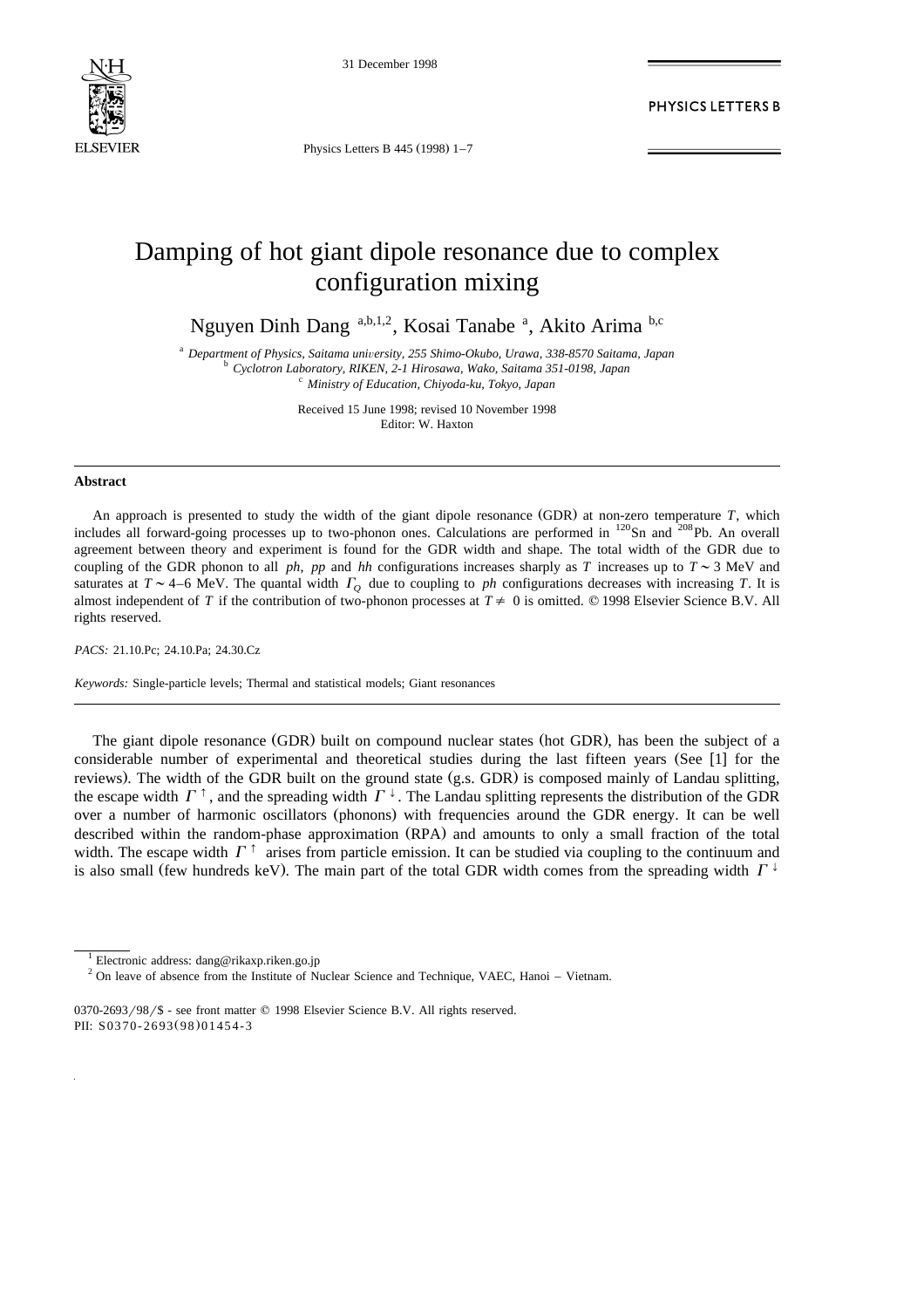# Damping of hot giant dipole resonance due to complex configuration mixing

Nguyen Dinh Dang [a,b,1,2], Kosai Tanabe [a], Akito Arima [b,c]

[a] *Department of Physics, Saitama university, 255 Shimo-Okubo, Urawa, 338-8570 Saitama, Japan*
[b] *Cyclotron Laboratory, RIKEN, 2-1 Hirosawa, Wako, Saitama 351-0198, Japan*
[c] *Ministry of Education, Chiyoda-ku, Tokyo, Japan*

Received 15 June 1998; revised 10 November 1998
Editor: W. Haxton

## Abstract

An approach is presented to study the width of the giant dipole resonance (GDR) at non-zero temperature $T$, which includes all forward-going processes up to two-phonon ones. Calculations are performed in $^{120}$Sn and $^{208}$Pb. An overall agreement between theory and experiment is found for the GDR width and shape. The total width of the GDR due to coupling of the GDR phonon to all *ph*, *pp* and *hh* configurations increases sharply as $T$ increases up to $T \sim 3$ MeV and saturates at $T \sim 4$–6 MeV. The quantal width $\Gamma_Q$ due to coupling to *ph* configurations decreases with increasing $T$. It is almost independent of $T$ if the contribution of two-phonon processes at $T \neq 0$ is omitted. © 1998 Elsevier Science B.V. All rights reserved.

*PACS:* 21.10.Pc; 24.10.Pa; 24.30.Cz

*Keywords:* Single-particle levels; Thermal and statistical models; Giant resonances

The giant dipole resonance (GDR) built on compound nuclear states (hot GDR), has been the subject of a considerable number of experimental and theoretical studies during the last fifteen years (See [1] for the reviews). The width of the GDR built on the ground state (g.s. GDR) is composed mainly of Landau splitting, the escape width $\Gamma^{\uparrow}$, and the spreading width $\Gamma^{\downarrow}$. The Landau splitting represents the distribution of the GDR over a number of harmonic oscillators (phonons) with frequencies around the GDR energy. It can be well described within the random-phase approximation (RPA) and amounts to only a small fraction of the total width. The escape width $\Gamma^{\uparrow}$ arises from particle emission. It can be studied via coupling to the continuum and is also small (few hundreds keV). The main part of the total GDR width comes from the spreading width $\Gamma^{\downarrow}$

[1] Electronic address: dang@rikaxp.riken.go.jp

[2] On leave of absence from the Institute of Nuclear Science and Technique, VAEC, Hanoi – Vietnam.

0370-2693/98/$ - see front matter © 1998 Elsevier Science B.V. All rights reserved.
PII: S0370-2693(98)01454-3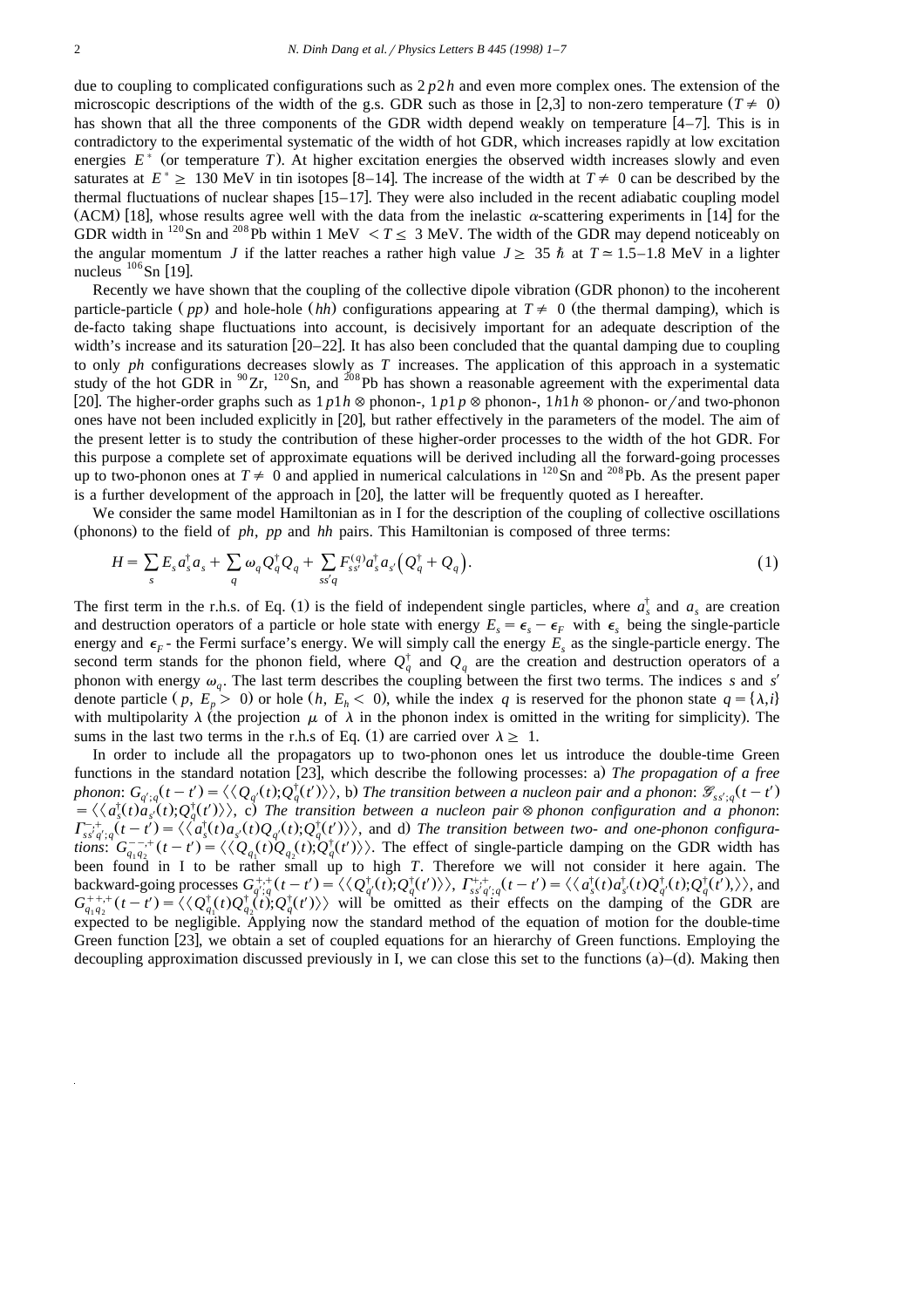due to coupling to complicated configurations such as $2p2h$ and even more complex ones. The extension of the microscopic descriptions of the width of the g.s. GDR such as those in [2,3] to non-zero temperature ($T \neq 0$) has shown that all the three components of the GDR width depend weakly on temperature [4–7]. This is in contradictory to the experimental systematic of the width of hot GDR, which increases rapidly at low excitation energies $E^*$ (or temperature $T$). At higher excitation energies the observed width increases slowly and even saturates at $E^* \geq 130$ MeV in tin isotopes [8–14]. The increase of the width at $T \neq 0$ can be described by the thermal fluctuations of nuclear shapes [15–17]. They were also included in the recent adiabatic coupling model (ACM) [18], whose results agree well with the data from the inelastic $\alpha$-scattering experiments in [14] for the GDR width in $^{120}$Sn and $^{208}$Pb within 1 MeV $< T \leq$ 3 MeV. The width of the GDR may depend noticeably on the angular momentum $J$ if the latter reaches a rather high value $J \geq 35\,\hbar$ at $T \simeq 1.5$–$1.8$ MeV in a lighter nucleus $^{106}$Sn [19].

Recently we have shown that the coupling of the collective dipole vibration (GDR phonon) to the incoherent particle-particle ($pp$) and hole-hole ($hh$) configurations appearing at $T \neq 0$ (the thermal damping), which is de-facto taking shape fluctuations into account, is decisively important for an adequate description of the width's increase and its saturation [20–22]. It has also been concluded that the quantal damping due to coupling to only $ph$ configurations decreases slowly as $T$ increases. The application of this approach in a systematic study of the hot GDR in $^{90}$Zr, $^{120}$Sn, and $^{208}$Pb has shown a reasonable agreement with the experimental data [20]. The higher-order graphs such as $1p1h \otimes$ phonon-, $1p1p \otimes$ phonon-, $1h1h \otimes$ phonon- or/and two-phonon ones have not been included explicitly in [20], but rather effectively in the parameters of the model. The aim of the present letter is to study the contribution of these higher-order processes to the width of the hot GDR. For this purpose a complete set of approximate equations will be derived including all the forward-going processes up to two-phonon ones at $T \neq 0$ and applied in numerical calculations in $^{120}$Sn and $^{208}$Pb. As the present paper is a further development of the approach in [20], the latter will be frequently quoted as I hereafter.

We consider the same model Hamiltonian as in I for the description of the coupling of collective oscillations (phonons) to the field of $ph$, $pp$ and $hh$ pairs. This Hamiltonian is composed of three terms:

$$H = \sum_s E_s a_s^\dagger a_s + \sum_q \omega_q Q_q^\dagger Q_q + \sum_{ss'q} F_{ss'}^{(q)} a_s^\dagger a_{s'} \left( Q_q^\dagger + Q_q \right). \tag{1}$$

The first term in the r.h.s. of Eq. (1) is the field of independent single particles, where $a_s^\dagger$ and $a_s$ are creation and destruction operators of a particle or hole state with energy $E_s = \epsilon_s - \epsilon_F$ with $\epsilon_s$ being the single-particle energy and $\epsilon_F$ - the Fermi surface's energy. We will simply call the energy $E_s$ as the single-particle energy. The second term stands for the phonon field, where $Q_q^\dagger$ and $Q_q$ are the creation and destruction operators of a phonon with energy $\omega_q$. The last term describes the coupling between the first two terms. The indices $s$ and $s'$ denote particle ($p$, $E_p > 0$) or hole ($h$, $E_h < 0$), while the index $q$ is reserved for the phonon state $q = \{\lambda, i\}$ with multipolarity $\lambda$ (the projection $\mu$ of $\lambda$ in the phonon index is omitted in the writing for simplicity). The sums in the last two terms in the r.h.s of Eq. (1) are carried over $\lambda \geq 1$.

In order to include all the propagators up to two-phonon ones let us introduce the double-time Green functions in the standard notation [23], which describe the following processes: a) *The propagation of a free phonon*: $G_{q';q}(t-t') = \langle\langle Q_{q'}(t); Q_q^\dagger(t')\rangle\rangle$, b) *The transition between a nucleon pair and a phonon*: $\mathscr{G}_{ss';q}(t-t') = \langle\langle a_s^\dagger(t) a_{s'}(t); Q_q^\dagger(t')\rangle\rangle$, c) *The transition between a nucleon pair $\otimes$ phonon configuration and a phonon*: $\Gamma_{ss'q';q}^{-+}(t-t') = \langle\langle a_s^\dagger(t) a_{s'}(t) Q_{q'}(t); Q_q^\dagger(t')\rangle\rangle$, and d) *The transition between two- and one-phonon configurations*: $G_{q_1q_2;q}^{--,+}(t-t') = \langle\langle Q_{q_1}(t) Q_{q_2}(t); Q_q^\dagger(t')\rangle\rangle$. The effect of single-particle damping on the GDR width has been found in I to be rather small up to high $T$. Therefore we will not consider it here again. The backward-going processes $G_{q';q}^{+,+}(t-t') = \langle\langle Q_{q'}^\dagger(t); Q_q^\dagger(t')\rangle\rangle$, $\Gamma_{ss'q';q}^{+,+}(t-t') = \langle\langle a_s^\dagger(t) a_{s'}^\dagger(t) Q_{q'}^\dagger(t); Q_q^\dagger(t'),\rangle\rangle$, and $G_{q_1q_2}^{++,+}(t-t') = \langle\langle Q_{q_1}^\dagger(t) Q_{q_2}^\dagger(t); Q_q^\dagger(t')\rangle\rangle$ will be omitted as their effects on the damping of the GDR are expected to be negligible. Applying now the standard method of the equation of motion for the double-time Green function [23], we obtain a set of coupled equations for an hierarchy of Green functions. Employing the decoupling approximation discussed previously in I, we can close this set to the functions (a)–(d). Making then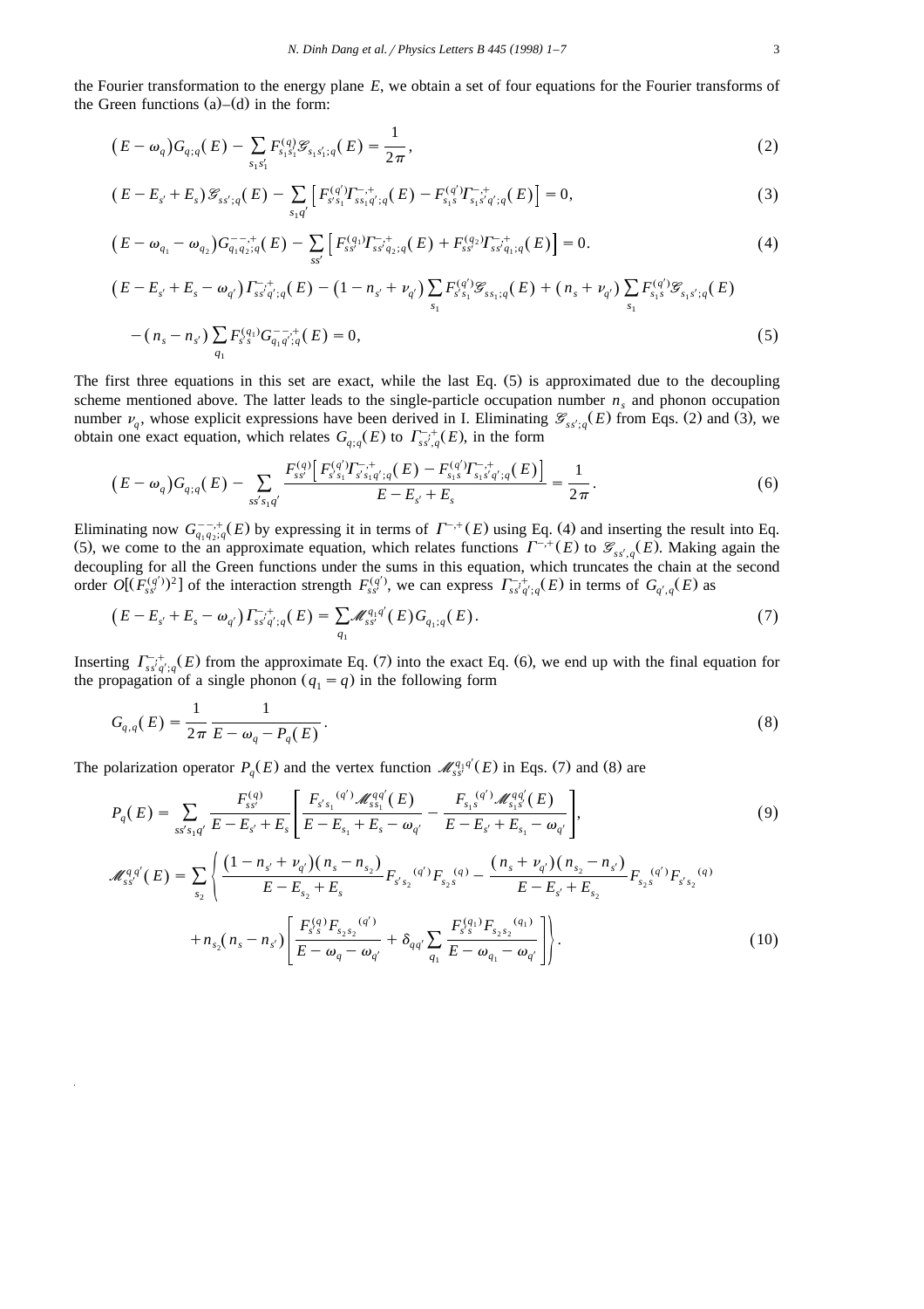the Fourier transformation to the energy plane $E$, we obtain a set of four equations for the Fourier transforms of the Green functions (a)–(d) in the form:

$$(E-\omega_q)G_{q;q}(E) - \sum_{s_1s_1'} F_{s_1s_1'}^{(q)} \mathscr{G}_{s_1s_1';q}(E) = \frac{1}{2\pi}, \tag{2}$$

$$(E - E_{s'} + E_s)\mathscr{G}_{ss';q}(E) - \sum_{s_1q'} \left[ F_{s's_1}^{(q')} \Gamma_{ss_1q';q}^{-,+}(E) - F_{s_1s}^{(q')} \Gamma_{s_1s'q';q}^{-,+}(E) \right] = 0, \tag{3}$$

$$(E - \omega_{q_1} - \omega_{q_2}) G_{q_1q_2;q}^{--,+}(E) - \sum_{ss'} \left[ F_{ss'}^{(q_1)} \Gamma_{ss'q_2;q}^{-,+}(E) + F_{ss'}^{(q_2)} \Gamma_{ss'q_1;q}^{-,+}(E) \right] = 0. \tag{4}$$

$$\begin{aligned}
&(E - E_{s'} + E_s - \omega_{q'}) \Gamma_{ss'q';q}^{-,+}(E) - (1 - n_{s'} + \nu_{q'}) \sum_{s_1} F_{s's_1}^{(q')} \mathscr{G}_{ss_1;q}(E) + (n_s + \nu_{q'}) \sum_{s_1} F_{s_1s}^{(q')} \mathscr{G}_{s_1s';q}(E) \\
&- (n_s - n_{s'}) \sum_{q_1} F_{s's}^{(q_1)} G_{q_1q';q}^{--,+}(E) = 0,
\end{aligned} \tag{5}$$

The first three equations in this set are exact, while the last Eq. (5) is approximated due to the decoupling scheme mentioned above. The latter leads to the single-particle occupation number $n_s$ and phonon occupation number $\nu_q$, whose explicit expressions have been derived in I. Eliminating $\mathscr{G}_{ss';q}(E)$ from Eqs. (2) and (3), we obtain one exact equation, which relates $G_{q;q}(E)$ to $\Gamma_{ss',q}^{-,+}(E)$, in the form

$$(E-\omega_q)G_{q;q}(E) - \sum_{ss's_1q'} \frac{F_{ss'}^{(q)} \left[ F_{s's_1}^{(q')} \Gamma_{s's_1q';q}^{-,+}(E) - F_{s_1s}^{(q')} \Gamma_{s_1s'q';q}^{-,+}(E) \right]}{E - E_{s'} + E_s} = \frac{1}{2\pi}. \tag{6}$$

Eliminating now $G_{q_1q_2;q}^{--,+}(E)$ by expressing it in terms of $\Gamma^{-,+}(E)$ using Eq. (4) and inserting the result into Eq. (5), we come to the an approximate equation, which relates functions $\Gamma^{-,+}(E)$ to $\mathscr{G}_{ss',q}(E)$. Making again the decoupling for all the Green functions under the sums in this equation, which truncates the chain at the second order $O[(F_{ss'}^{(q')})^2]$ of the interaction strength $F_{ss'}^{(q')}$, we can express $\Gamma_{ss'q';q}^{-,+}(E)$ in terms of $G_{q',q}(E)$ as

$$(E - E_{s'} + E_s - \omega_{q'}) \Gamma_{ss'q';q}^{-,+}(E) = \sum_{q_1} \mathscr{M}_{ss'}^{q_1q'}(E) G_{q_1;q}(E). \tag{7}$$

Inserting $\Gamma_{ss'q';q}^{-,+}(E)$ from the approximate Eq. (7) into the exact Eq. (6), we end up with the final equation for the propagation of a single phonon ($q_1 = q$) in the following form

$$G_{q,q}(E) = \frac{1}{2\pi} \frac{1}{E - \omega_q - P_q(E)}. \tag{8}$$

The polarization operator $P_q(E)$ and the vertex function $\mathscr{M}_{ss'}^{q_1q'}(E)$ in Eqs. (7) and (8) are

$$P_q(E) = \sum_{ss's_1q'} \frac{F_{ss'}^{(q)}}{E - E_{s'} + E_s} \left[ \frac{F_{s's_1}{}^{(q')} \mathscr{M}_{ss_1}^{qq'}(E)}{E - E_{s_1} + E_s - \omega_{q'}} - \frac{F_{s_1s}{}^{(q')} \mathscr{M}_{s_1s'}^{qq'}(E)}{E - E_{s'} + E_{s_1} - \omega_{q'}} \right], \tag{9}$$

$$\begin{aligned}
\mathscr{M}_{ss'}^{qq'}(E) = \sum_{s_2} \Bigg\{ & \frac{(1 - n_{s'} + \nu_{q'})(n_s - n_{s_2})}{E - E_{s_2} + E_s} F_{s's_2}{}^{(q')} F_{s_2s}{}^{(q)} - \frac{(n_s + \nu_{q'})(n_{s_2} - n_{s'})}{E - E_{s'} + E_{s_2}} F_{s_2s}{}^{(q')} F_{s's_2}{}^{(q)} \\
& + n_{s_2}(n_s - n_{s'}) \left[ \frac{F_{s's}^{(q)} F_{s_2s_2}{}^{(q')}}{E - \omega_q - \omega_{q'}} + \delta_{qq'} \sum_{q_1} \frac{F_{s's}^{(q_1)} F_{s_2s_2}{}^{(q_1)}}{E - \omega_{q_1} - \omega_{q'}} \right] \Bigg\}.
\end{aligned} \tag{10}$$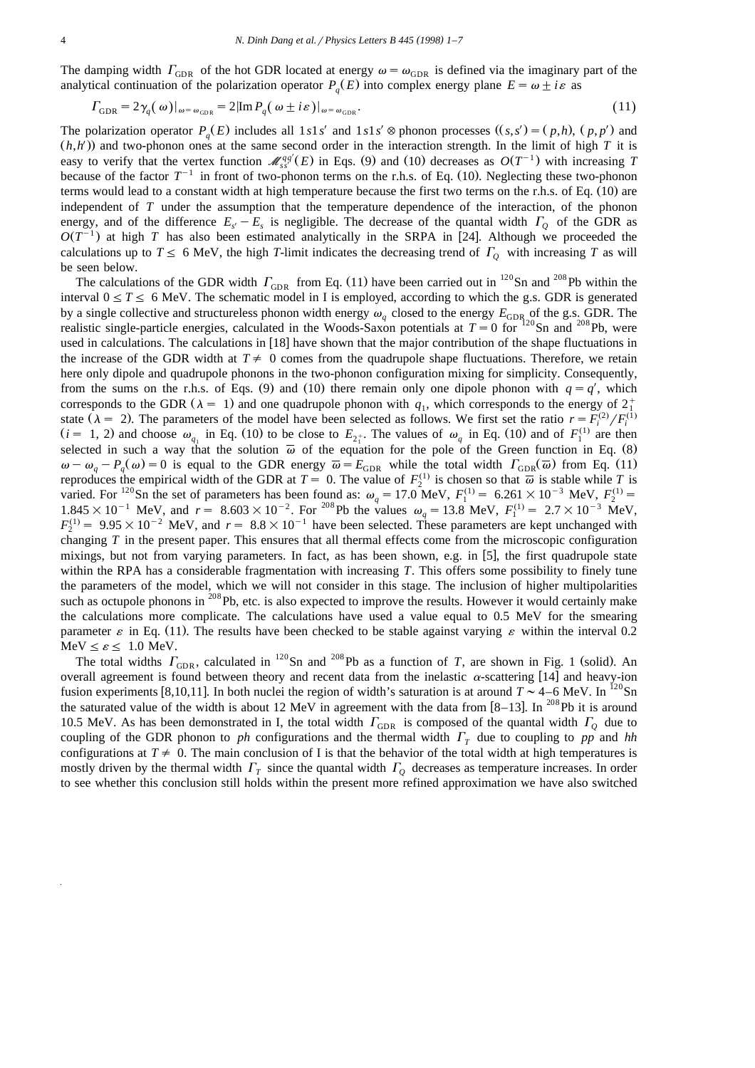The damping width $\Gamma_{\rm GDR}$ of the hot GDR located at energy $\omega = \omega_{\rm GDR}$ is defined via the imaginary part of the analytical continuation of the polarization operator $P_q(E)$ into complex energy plane $E = \omega \pm i\varepsilon$ as

$$\Gamma_{\rm GDR} = 2\gamma_q(\omega)|_{\omega=\omega_{\rm GDR}} = 2|{\rm Im}\,P_q(\omega \pm i\varepsilon)|_{\omega=\omega_{\rm GDR}}. \tag{11}$$

The polarization operator $P_q(E)$ includes all $1s1s'$ and $1s1s' \otimes$ phonon processes ($(s,s') = (p,h)$, $(p,p')$ and $(h,h')$) and two-phonon ones at the same second order in the interaction strength. In the limit of high $T$ it is easy to verify that the vertex function $\mathscr{M}_{ss'}^{qq'}(E)$ in Eqs. (9) and (10) decreases as $O(T^{-1})$ with increasing $T$ because of the factor $T^{-1}$ in front of two-phonon terms on the r.h.s. of Eq. (10). Neglecting these two-phonon terms would lead to a constant width at high temperature because the first two terms on the r.h.s. of Eq. (10) are independent of $T$ under the assumption that the temperature dependence of the interaction, of the phonon energy, and of the difference $E_{s'} - E_s$ is negligible. The decrease of the quantal width $\Gamma_Q$ of the GDR as $O(T^{-1})$ at high $T$ has also been estimated analytically in the SRPA in [24]. Although we proceeded the calculations up to $T \le 6$ MeV, the high $T$-limit indicates the decreasing trend of $\Gamma_Q$ with increasing $T$ as will be seen below.

The calculations of the GDR width $\Gamma_{\rm GDR}$ from Eq. (11) have been carried out in $^{120}$Sn and $^{208}$Pb within the interval $0 \le T \le 6$ MeV. The schematic model in I is employed, according to which the g.s. GDR is generated by a single collective and structureless phonon width energy $\omega_q$ closed to the energy $E_{\rm GDR}$ of the g.s. GDR. The realistic single-particle energies, calculated in the Woods-Saxon potentials at $T=0$ for $^{120}$Sn and $^{208}$Pb, were used in calculations. The calculations in [18] have shown that the major contribution of the shape fluctuations in the increase of the GDR width at $T \neq 0$ comes from the quadrupole shape fluctuations. Therefore, we retain here only dipole and quadrupole phonons in the two-phonon configuration mixing for simplicity. Consequently, from the sums on the r.h.s. of Eqs. (9) and (10) there remain only one dipole phonon with $q = q'$, which corresponds to the GDR ($\lambda = 1$) and one quadrupole phonon with $q_1$, which corresponds to the energy of $2_1^+$ state ($\lambda = 2$). The parameters of the model have been selected as follows. We first set the ratio $r = F_i^{(2)}/F_i^{(1)}$ ($i = 1, 2$) and choose $\omega_{q_1}$ in Eq. (10) to be close to $E_{2_1^+}$. The values of $\omega_q$ in Eq. (10) and of $F_1^{(1)}$ are then selected in such a way that the solution $\bar{\omega}$ of the equation for the pole of the Green function in Eq. (8) $\omega - \omega_q - P_q(\omega) = 0$ is equal to the GDR energy $\bar{\omega} = E_{\rm GDR}$ while the total width $\Gamma_{\rm GDR}(\bar{\omega})$ from Eq. (11) reproduces the empirical width of the GDR at $T = 0$. The value of $F_2^{(1)}$ is chosen so that $\bar{\omega}$ is stable while $T$ is varied. For $^{120}$Sn the set of parameters has been found as: $\omega_q = 17.0$ MeV, $F_1^{(1)} = 6.261 \times 10^{-3}$ MeV, $F_2^{(1)} = 1.845 \times 10^{-1}$ MeV, and $r = 8.603 \times 10^{-2}$. For $^{208}$Pb the values $\omega_q = 13.8$ MeV, $F_1^{(1)} = 2.7 \times 10^{-3}$ MeV, $F_2^{(1)} = 9.95 \times 10^{-2}$ MeV, and $r = 8.8 \times 10^{-1}$ have been selected. These parameters are kept unchanged with changing $T$ in the present paper. This ensures that all thermal effects come from the microscopic configuration mixings, but not from varying parameters. In fact, as has been shown, e.g. in [5], the first quadrupole state within the RPA has a considerable fragmentation with increasing $T$. This offers some possibility to finely tune the parameters of the model, which we will not consider in this stage. The inclusion of higher multipolarities such as octupole phonons in $^{208}$Pb, etc. is also expected to improve the results. However it would certainly make the calculations more complicate. The calculations have used a value equal to 0.5 MeV for the smearing parameter $\varepsilon$ in Eq. (11). The results have been checked to be stable against varying $\varepsilon$ within the interval 0.2 MeV $\le \varepsilon \le$ 1.0 MeV.

The total widths $\Gamma_{\rm GDR}$, calculated in $^{120}$Sn and $^{208}$Pb as a function of $T$, are shown in Fig. 1 (solid). An overall agreement is found between theory and recent data from the inelastic $\alpha$-scattering [14] and heavy-ion fusion experiments [8,10,11]. In both nuclei the region of width's saturation is at around $T \sim$ 4–6 MeV. In $^{120}$Sn the saturated value of the width is about 12 MeV in agreement with the data from [8–13]. In $^{208}$Pb it is around 10.5 MeV. As has been demonstrated in I, the total width $\Gamma_{\rm GDR}$ is composed of the quantal width $\Gamma_Q$ due to coupling of the GDR phonon to *ph* configurations and the thermal width $\Gamma_T$ due to coupling to *pp* and *hh* configurations at $T \neq 0$. The main conclusion of I is that the behavior of the total width at high temperatures is mostly driven by the thermal width $\Gamma_T$ since the quantal width $\Gamma_Q$ decreases as temperature increases. In order to see whether this conclusion still holds within the present more refined approximation we have also switched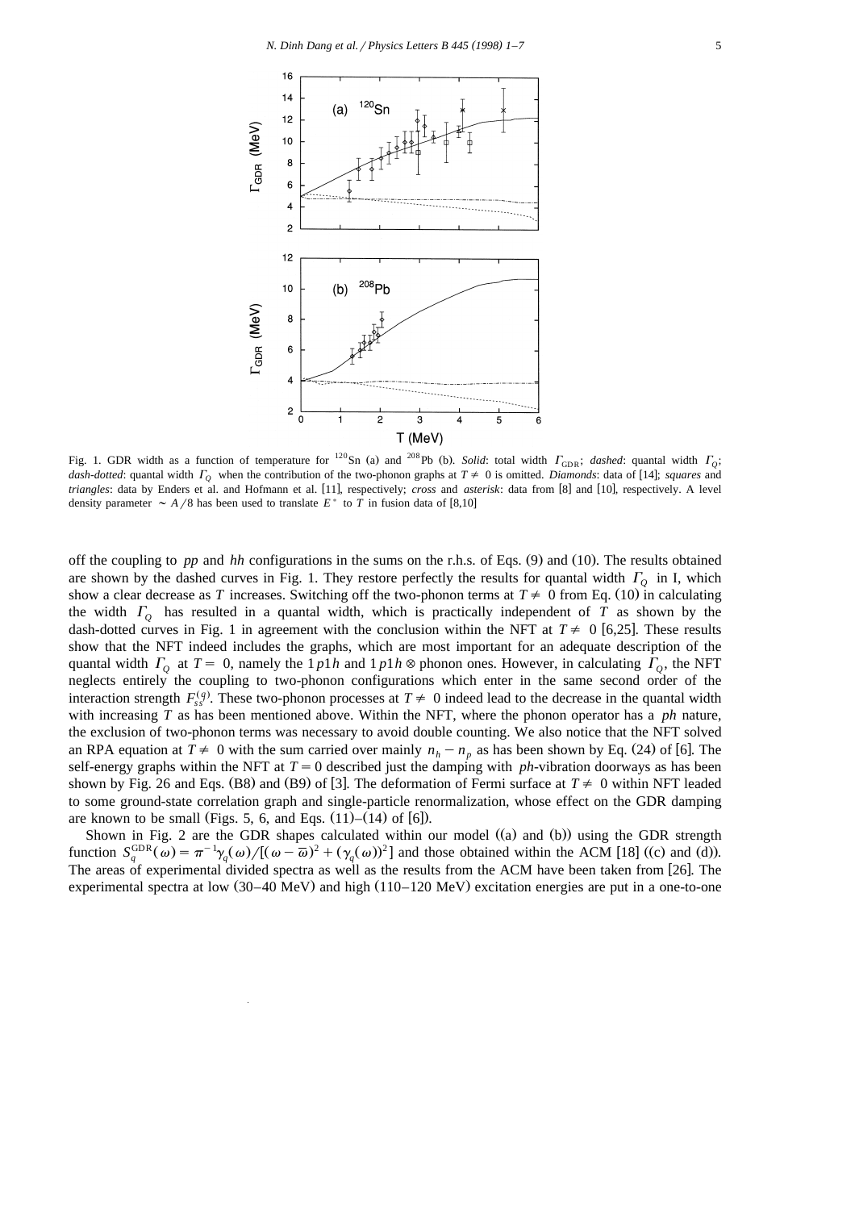Fig. 1. GDR width as a function of temperature for $^{120}$Sn (a) and $^{208}$Pb (b). *Solid*: total width $\Gamma_{\mathrm{GDR}}$; *dashed*: quantal width $\Gamma_Q$; *dash-dotted*: quantal width $\Gamma_Q$ when the contribution of the two-phonon graphs at $T \neq 0$ is omitted. *Diamonds*: data of [14]; *squares* and *triangles*: data by Enders et al. and Hofmann et al. [11], respectively; *cross* and *asterisk*: data from [8] and [10], respectively. A level density parameter $\sim A/8$ has been used to translate $E^*$ to $T$ in fusion data of [8,10]

off the coupling to *pp* and *hh* configurations in the sums on the r.h.s. of Eqs. (9) and (10). The results obtained are shown by the dashed curves in Fig. 1. They restore perfectly the results for quantal width $\Gamma_Q$ in I, which show a clear decrease as $T$ increases. Switching off the two-phonon terms at $T \neq 0$ from Eq. (10) in calculating the width $\Gamma_Q$ has resulted in a quantal width, which is practically independent of $T$ as shown by the dash-dotted curves in Fig. 1 in agreement with the conclusion within the NFT at $T \neq 0$ [6,25]. These results show that the NFT indeed includes the graphs, which are most important for an adequate description of the quantal width $\Gamma_Q$ at $T = 0$, namely the $1p1h$ and $1p1h \otimes$ phonon ones. However, in calculating $\Gamma_Q$, the NFT neglects entirely the coupling to two-phonon configurations which enter in the same second order of the interaction strength $F_{ss'}^{(q)}$. These two-phonon processes at $T \neq 0$ indeed lead to the decrease in the quantal width with increasing $T$ as has been mentioned above. Within the NFT, where the phonon operator has a *ph* nature, the exclusion of two-phonon terms was necessary to avoid double counting. We also notice that the NFT solved an RPA equation at $T \neq 0$ with the sum carried over mainly $n_h - n_p$ as has been shown by Eq. (24) of [6]. The self-energy graphs within the NFT at $T = 0$ described just the damping with *ph*-vibration doorways as has been shown by Fig. 26 and Eqs. (B8) and (B9) of [3]. The deformation of Fermi surface at $T \neq 0$ within NFT leaded to some ground-state correlation graph and single-particle renormalization, whose effect on the GDR damping are known to be small (Figs. 5, 6, and Eqs. (11)–(14) of [6]).

Shown in Fig. 2 are the GDR shapes calculated within our model ((a) and (b)) using the GDR strength function $S_q^{\mathrm{GDR}}(\omega) = \pi^{-1}\gamma_q(\omega)/[(\omega - \bar{\omega})^2 + (\gamma_q(\omega))^2]$ and those obtained within the ACM [18] ((c) and (d)). The areas of experimental divided spectra as well as the results from the ACM have been taken from [26]. The experimental spectra at low (30–40 MeV) and high (110–120 MeV) excitation energies are put in a one-to-one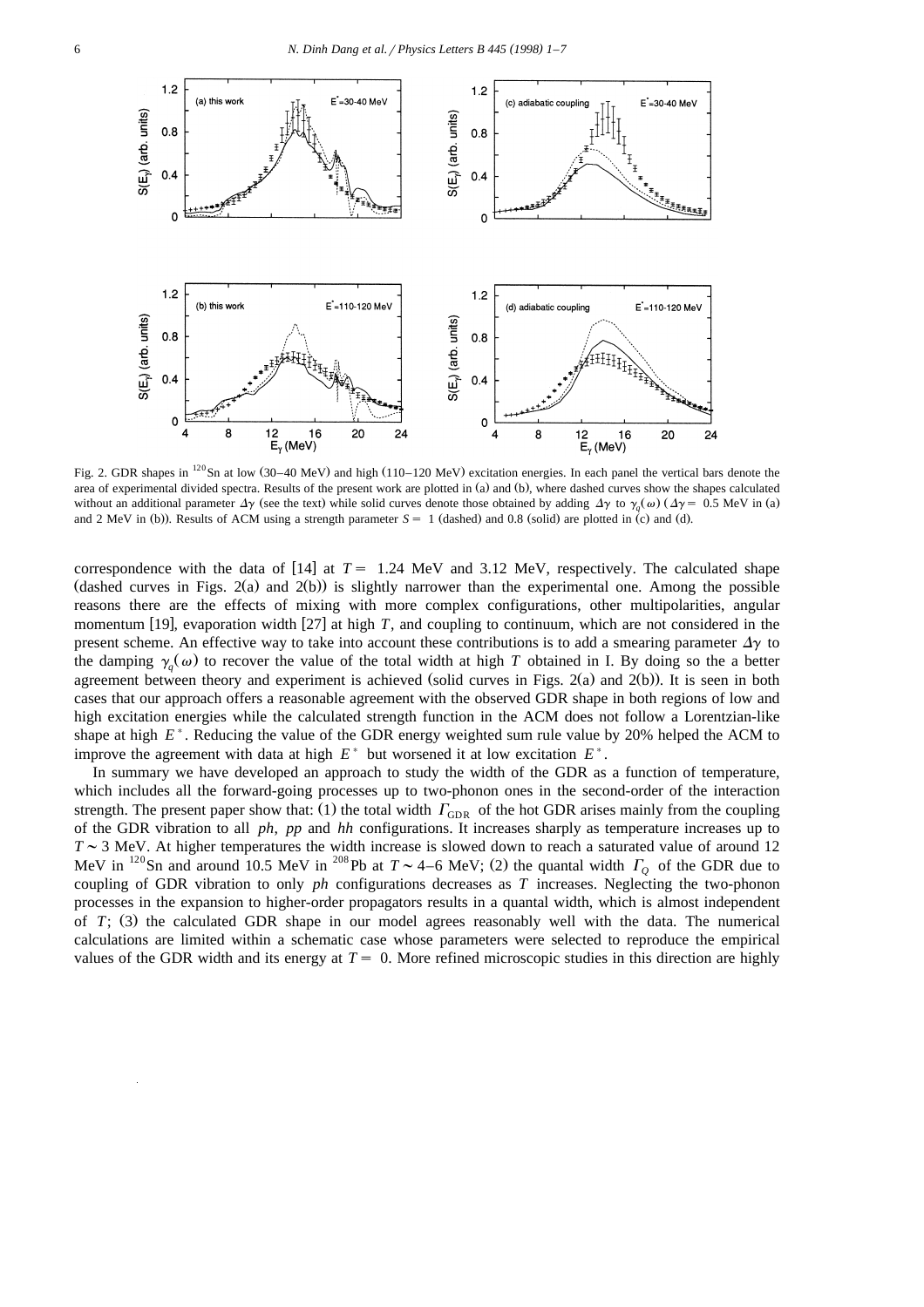Fig. 2. GDR shapes in $^{120}$Sn at low (30–40 MeV) and high (110–120 MeV) excitation energies. In each panel the vertical bars denote the area of experimental divided spectra. Results of the present work are plotted in (a) and (b), where dashed curves show the shapes calculated without an additional parameter $\Delta\gamma$ (see the text) while solid curves denote those obtained by adding $\Delta\gamma$ to $\gamma_q(\omega)$ ($\Delta\gamma = 0.5$ MeV in (a) and 2 MeV in (b)). Results of ACM using a strength parameter $S = 1$ (dashed) and 0.8 (solid) are plotted in (c) and (d).

correspondence with the data of [14] at $T = 1.24$ MeV and 3.12 MeV, respectively. The calculated shape (dashed curves in Figs. 2(a) and 2(b)) is slightly narrower than the experimental one. Among the possible reasons there are the effects of mixing with more complex configurations, other multipolarities, angular momentum [19], evaporation width [27] at high $T$, and coupling to continuum, which are not considered in the present scheme. An effective way to take into account these contributions is to add a smearing parameter $\Delta\gamma$ to the damping $\gamma_q(\omega)$ to recover the value of the total width at high $T$ obtained in I. By doing so the a better agreement between theory and experiment is achieved (solid curves in Figs. 2(a) and 2(b)). It is seen in both cases that our approach offers a reasonable agreement with the observed GDR shape in both regions of low and high excitation energies while the calculated strength function in the ACM does not follow a Lorentzian-like shape at high $E^*$. Reducing the value of the GDR energy weighted sum rule value by 20% helped the ACM to improve the agreement with data at high $E^*$ but worsened it at low excitation $E^*$.

In summary we have developed an approach to study the width of the GDR as a function of temperature, which includes all the forward-going processes up to two-phonon ones in the second-order of the interaction strength. The present paper show that: (1) the total width $\Gamma_{\rm GDR}$ of the hot GDR arises mainly from the coupling of the GDR vibration to all *ph*, *pp* and *hh* configurations. It increases sharply as temperature increases up to $T \sim 3$ MeV. At higher temperatures the width increase is slowed down to reach a saturated value of around 12 MeV in $^{120}$Sn and around 10.5 MeV in $^{208}$Pb at $T \sim 4$–6 MeV; (2) the quantal width $\Gamma_Q$ of the GDR due to coupling of GDR vibration to only *ph* configurations decreases as $T$ increases. Neglecting the two-phonon processes in the expansion to higher-order propagators results in a quantal width, which is almost independent of $T$; (3) the calculated GDR shape in our model agrees reasonably well with the data. The numerical calculations are limited within a schematic case whose parameters were selected to reproduce the empirical values of the GDR width and its energy at $T = 0$. More refined microscopic studies in this direction are highly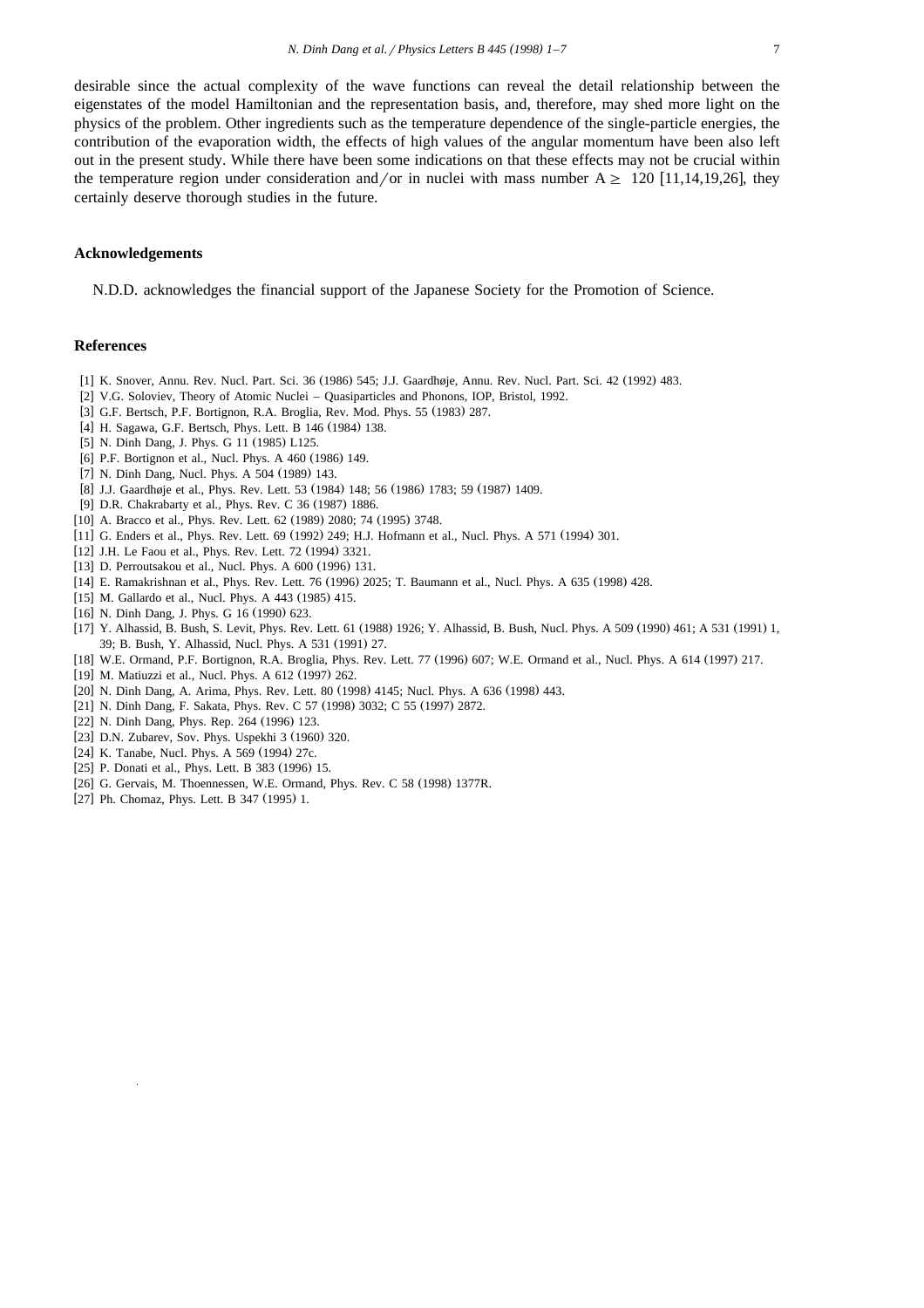desirable since the actual complexity of the wave functions can reveal the detail relationship between the eigenstates of the model Hamiltonian and the representation basis, and, therefore, may shed more light on the physics of the problem. Other ingredients such as the temperature dependence of the single-particle energies, the contribution of the evaporation width, the effects of high values of the angular momentum have been also left out in the present study. While there have been some indications on that these effects may not be crucial within the temperature region under consideration and/or in nuclei with mass number $A \geq 120$ [11,14,19,26], they certainly deserve thorough studies in the future.

## Acknowledgements

N.D.D. acknowledges the financial support of the Japanese Society for the Promotion of Science.

## References

[1] K. Snover, Annu. Rev. Nucl. Part. Sci. 36 (1986) 545; J.J. Gaardhøje, Annu. Rev. Nucl. Part. Sci. 42 (1992) 483.
[2] V.G. Soloviev, Theory of Atomic Nuclei – Quasiparticles and Phonons, IOP, Bristol, 1992.
[3] G.F. Bertsch, P.F. Bortignon, R.A. Broglia, Rev. Mod. Phys. 55 (1983) 287.
[4] H. Sagawa, G.F. Bertsch, Phys. Lett. B 146 (1984) 138.
[5] N. Dinh Dang, J. Phys. G 11 (1985) L125.
[6] P.F. Bortignon et al., Nucl. Phys. A 460 (1986) 149.
[7] N. Dinh Dang, Nucl. Phys. A 504 (1989) 143.
[8] J.J. Gaardhøje et al., Phys. Rev. Lett. 53 (1984) 148; 56 (1986) 1783; 59 (1987) 1409.
[9] D.R. Chakrabarty et al., Phys. Rev. C 36 (1987) 1886.
[10] A. Bracco et al., Phys. Rev. Lett. 62 (1989) 2080; 74 (1995) 3748.
[11] G. Enders et al., Phys. Rev. Lett. 69 (1992) 249; H.J. Hofmann et al., Nucl. Phys. A 571 (1994) 301.
[12] J.H. Le Faou et al., Phys. Rev. Lett. 72 (1994) 3321.
[13] D. Perroutsakou et al., Nucl. Phys. A 600 (1996) 131.
[14] E. Ramakrishnan et al., Phys. Rev. Lett. 76 (1996) 2025; T. Baumann et al., Nucl. Phys. A 635 (1998) 428.
[15] M. Gallardo et al., Nucl. Phys. A 443 (1985) 415.
[16] N. Dinh Dang, J. Phys. G 16 (1990) 623.
[17] Y. Alhassid, B. Bush, S. Levit, Phys. Rev. Lett. 61 (1988) 1926; Y. Alhassid, B. Bush, Nucl. Phys. A 509 (1990) 461; A 531 (1991) 1, 39; B. Bush, Y. Alhassid, Nucl. Phys. A 531 (1991) 27.
[18] W.E. Ormand, P.F. Bortignon, R.A. Broglia, Phys. Rev. Lett. 77 (1996) 607; W.E. Ormand et al., Nucl. Phys. A 614 (1997) 217.
[19] M. Matiuzzi et al., Nucl. Phys. A 612 (1997) 262.
[20] N. Dinh Dang, A. Arima, Phys. Rev. Lett. 80 (1998) 4145; Nucl. Phys. A 636 (1998) 443.
[21] N. Dinh Dang, F. Sakata, Phys. Rev. C 57 (1998) 3032; C 55 (1997) 2872.
[22] N. Dinh Dang, Phys. Rep. 264 (1996) 123.
[23] D.N. Zubarev, Sov. Phys. Uspekhi 3 (1960) 320.
[24] K. Tanabe, Nucl. Phys. A 569 (1994) 27c.
[25] P. Donati et al., Phys. Lett. B 383 (1996) 15.
[26] G. Gervais, M. Thoennessen, W.E. Ormand, Phys. Rev. C 58 (1998) 1377R.
[27] Ph. Chomaz, Phys. Lett. B 347 (1995) 1.